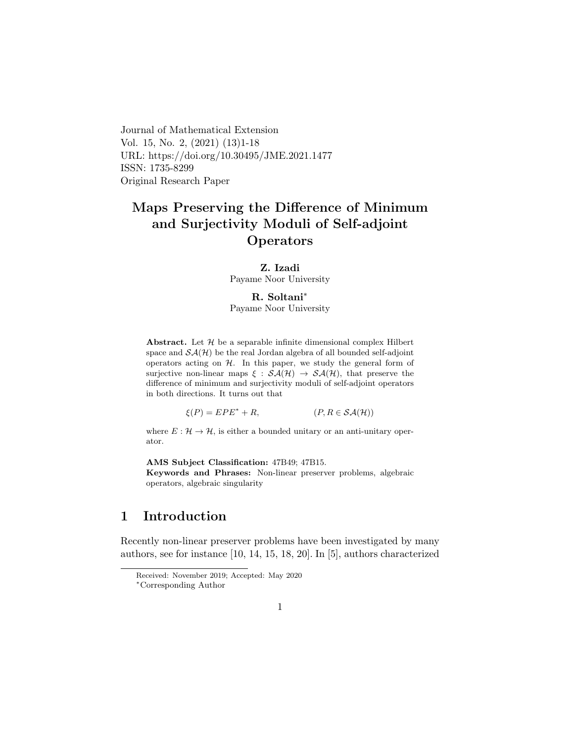Journal of Mathematical Extension
Vol. 15, No. 2, (2021) (13)1-18
URL: https://doi.org/10.30495/JME.2021.1477
ISSN: 1735-8299
Original Research Paper

# Maps Preserving the Difference of Minimum and Surjectivity Moduli of Self-adjoint Operators

**Z. Izadi**
Payame Noor University

**R. Soltani***
Payame Noor University

**Abstract.** Let $\mathcal{H}$ be a separable infinite dimensional complex Hilbert space and $\mathcal{SA}(\mathcal{H})$ be the real Jordan algebra of all bounded self-adjoint operators acting on $\mathcal{H}$. In this paper, we study the general form of surjective non-linear maps $\xi : \mathcal{SA}(\mathcal{H}) \to \mathcal{SA}(\mathcal{H})$, that preserve the difference of minimum and surjectivity moduli of self-adjoint operators in both directions. It turns out that

$$\xi(P) = EPE^* + R, \qquad (P, R \in \mathcal{SA}(\mathcal{H}))$$

where $E : \mathcal{H} \to \mathcal{H}$, is either a bounded unitary or an anti-unitary operator.

**AMS Subject Classification:** 47B49; 47B15.
**Keywords and Phrases:** Non-linear preserver problems, algebraic operators, algebraic singularity

## 1 Introduction

Recently non-linear preserver problems have been investigated by many authors, see for instance [10, 14, 15, 18, 20]. In [5], authors characterized

Received: November 2019; Accepted: May 2020
*Corresponding Author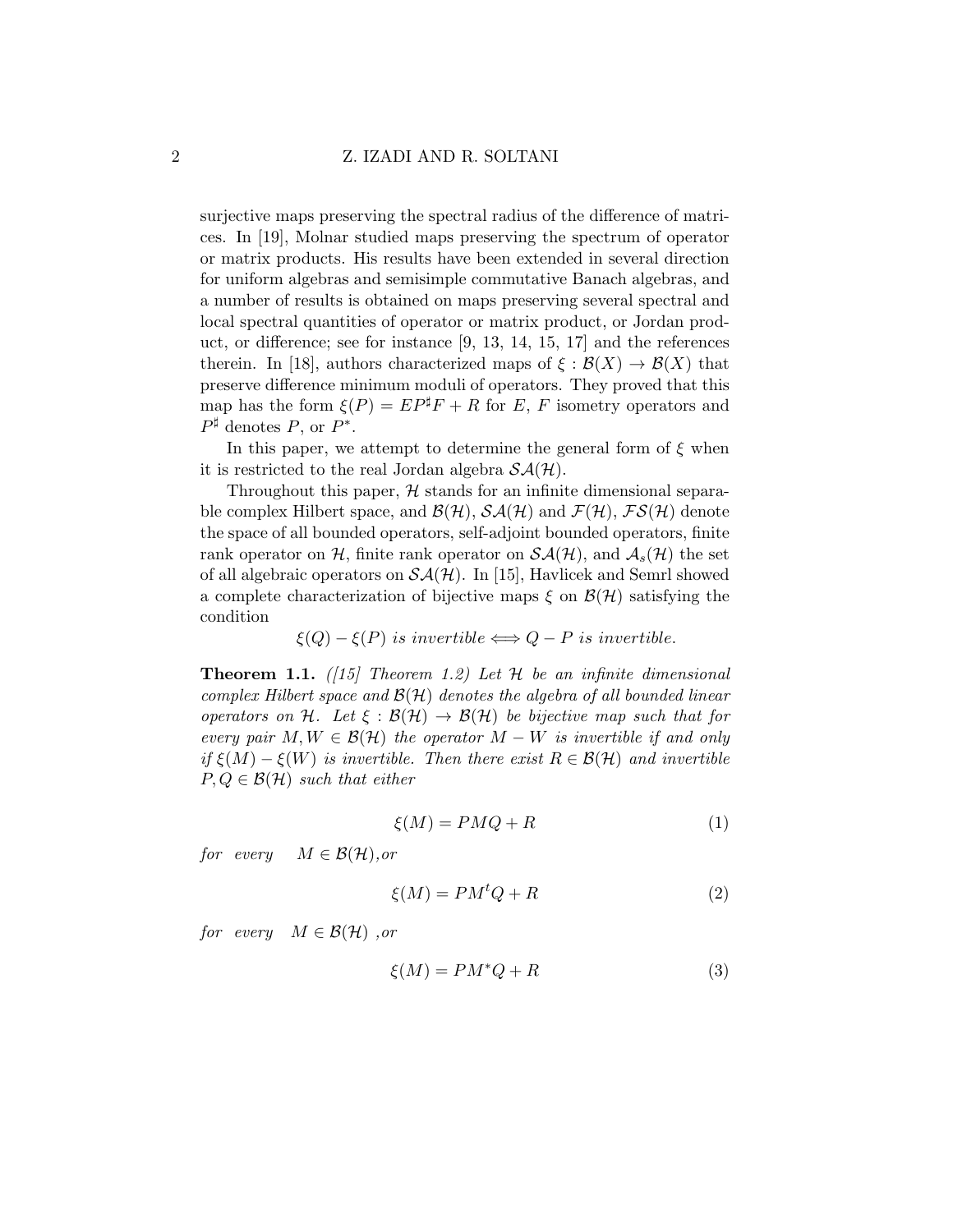surjective maps preserving the spectral radius of the difference of matrices. In [19], Molnar studied maps preserving the spectrum of operator or matrix products. His results have been extended in several direction for uniform algebras and semisimple commutative Banach algebras, and a number of results is obtained on maps preserving several spectral and local spectral quantities of operator or matrix product, or Jordan product, or difference; see for instance [9, 13, 14, 15, 17] and the references therein. In [18], authors characterized maps of $\xi : \mathcal{B}(X) \to \mathcal{B}(X)$ that preserve difference minimum moduli of operators. They proved that this map has the form $\xi(P) = EP^\sharp F + R$ for $E$, $F$ isometry operators and $P^\sharp$ denotes $P$, or $P^*$.

In this paper, we attempt to determine the general form of $\xi$ when it is restricted to the real Jordan algebra $\mathcal{SA}(\mathcal{H})$.

Throughout this paper, $\mathcal{H}$ stands for an infinite dimensional separable complex Hilbert space, and $\mathcal{B}(\mathcal{H})$, $\mathcal{SA}(\mathcal{H})$ and $\mathcal{F}(\mathcal{H})$, $\mathcal{FS}(\mathcal{H})$ denote the space of all bounded operators, self-adjoint bounded operators, finite rank operator on $\mathcal{H}$, finite rank operator on $\mathcal{SA}(\mathcal{H})$, and $\mathcal{A}_s(\mathcal{H})$ the set of all algebraic operators on $\mathcal{SA}(\mathcal{H})$. In [15], Havlicek and Semrl showed a complete characterization of bijective maps $\xi$ on $\mathcal{B}(\mathcal{H})$ satisfying the condition

$$\xi(Q) - \xi(P) \textit{ is invertible} \Longleftrightarrow Q - P \textit{ is invertible.}$$

**Theorem 1.1.** *([15] Theorem 1.2) Let $\mathcal{H}$ be an infinite dimensional complex Hilbert space and $\mathcal{B}(\mathcal{H})$ denotes the algebra of all bounded linear operators on $\mathcal{H}$. Let $\xi : \mathcal{B}(\mathcal{H}) \to \mathcal{B}(\mathcal{H})$ be bijective map such that for every pair $M, W \in \mathcal{B}(\mathcal{H})$ the operator $M - W$ is invertible if and only if $\xi(M) - \xi(W)$ is invertible. Then there exist $R \in \mathcal{B}(\mathcal{H})$ and invertible $P, Q \in \mathcal{B}(\mathcal{H})$ such that either*

$$\xi(M) = PMQ + R \tag{1}$$

*for every* $M \in \mathcal{B}(\mathcal{H})$*, or*

$$\xi(M) = PM^tQ + R \tag{2}$$

*for every* $M \in \mathcal{B}(\mathcal{H})$ *, or*

$$\xi(M) = PM^*Q + R \tag{3}$$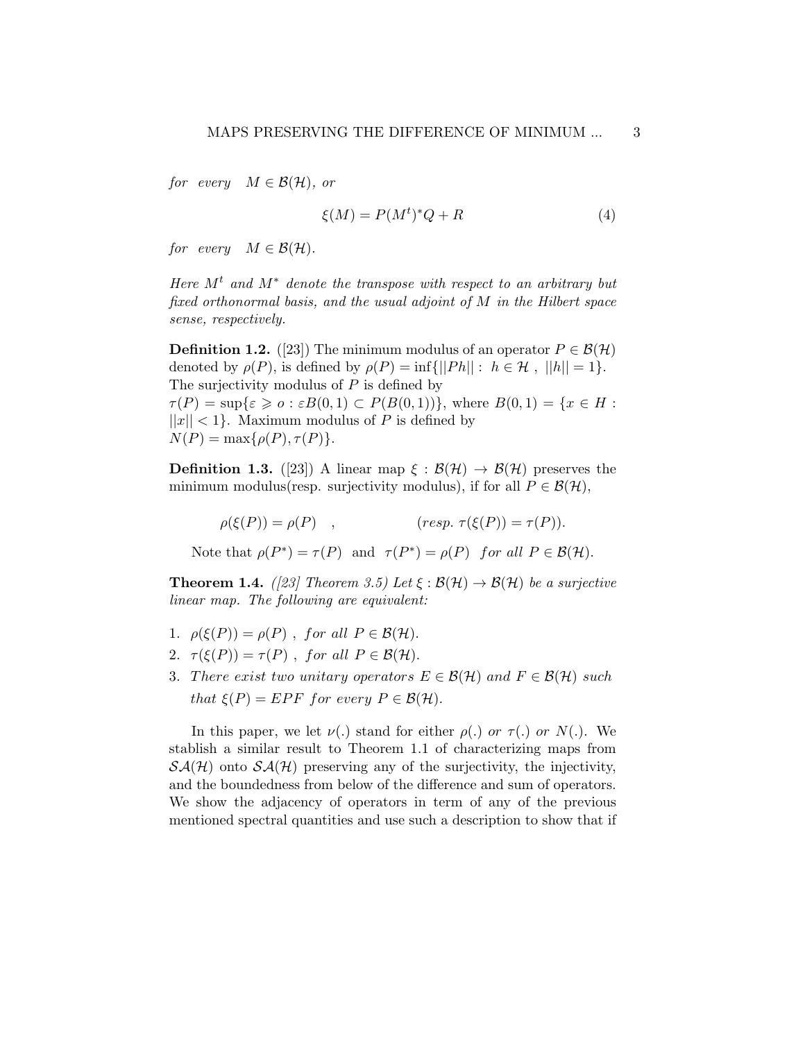*for every* $M \in \mathcal{B}(\mathcal{H})$, *or*

$$\xi(M) = P(M^t)^*Q + R \tag{4}$$

*for every* $M \in \mathcal{B}(\mathcal{H})$.

*Here $M^t$ and $M^*$ denote the transpose with respect to an arbitrary but fixed orthonormal basis, and the usual adjoint of $M$ in the Hilbert space sense, respectively.*

**Definition 1.2.** ([23]) The minimum modulus of an operator $P \in \mathcal{B}(\mathcal{H})$ denoted by $\rho(P)$, is defined by $\rho(P) = \inf\{||Ph|| : \ h \in \mathcal{H} \ , \ ||h|| = 1\}$. The surjectivity modulus of $P$ is defined by
$\tau(P) = \sup\{\varepsilon \geqslant o : \varepsilon B(0,1) \subset P(B(0,1))\}$, where $B(0,1) = \{x \in H : ||x|| < 1\}$. Maximum modulus of $P$ is defined by
$N(P) = \max\{\rho(P), \tau(P)\}$.

**Definition 1.3.** ([23]) A linear map $\xi : \mathcal{B}(\mathcal{H}) \to \mathcal{B}(\mathcal{H})$ preserves the minimum modulus(resp. surjectivity modulus), if for all $P \in \mathcal{B}(\mathcal{H})$,

$$\rho(\xi(P)) = \rho(P) \quad , \qquad\qquad (resp.\ \tau(\xi(P)) = \tau(P)).$$

Note that $\rho(P^*) = \tau(P)$ and $\tau(P^*) = \rho(P)$ *for all* $P \in \mathcal{B}(\mathcal{H})$.

**Theorem 1.4.** *([23] Theorem 3.5) Let $\xi : \mathcal{B}(\mathcal{H}) \to \mathcal{B}(\mathcal{H})$ be a surjective linear map. The following are equivalent:*

1. $\rho(\xi(P)) = \rho(P)$ , *for all* $P \in \mathcal{B}(\mathcal{H})$.
2. $\tau(\xi(P)) = \tau(P)$ , *for all* $P \in \mathcal{B}(\mathcal{H})$.
3. *There exist two unitary operators $E \in \mathcal{B}(\mathcal{H})$ and $F \in \mathcal{B}(\mathcal{H})$ such that $\xi(P) = EPF$ for every $P \in \mathcal{B}(\mathcal{H})$.*

In this paper, we let $\nu(.)$ stand for either $\rho(.)$ *or* $\tau(.)$ *or* $N(.)$. We stablish a similar result to Theorem 1.1 of characterizing maps from $\mathcal{SA}(\mathcal{H})$ onto $\mathcal{SA}(\mathcal{H})$ preserving any of the surjectivity, the injectivity, and the boundedness from below of the difference and sum of operators. We show the adjacency of operators in term of any of the previous mentioned spectral quantities and use such a description to show that if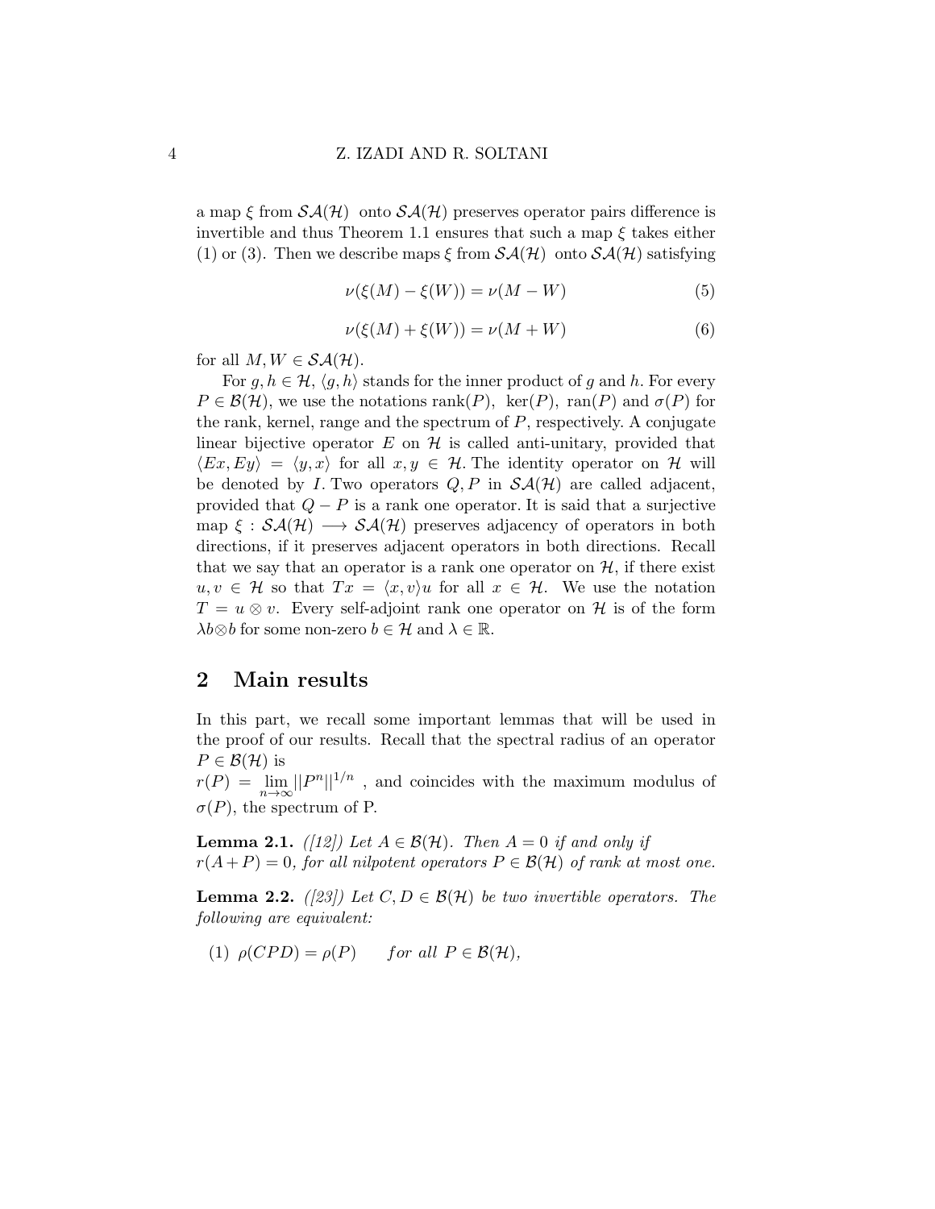a map $\xi$ from $\mathcal{SA}(\mathcal{H})$ onto $\mathcal{SA}(\mathcal{H})$ preserves operator pairs difference is invertible and thus Theorem 1.1 ensures that such a map $\xi$ takes either (1) or (3). Then we describe maps $\xi$ from $\mathcal{SA}(\mathcal{H})$ onto $\mathcal{SA}(\mathcal{H})$ satisfying

$$\nu(\xi(M) - \xi(W)) = \nu(M - W) \tag{5}$$

$$\nu(\xi(M) + \xi(W)) = \nu(M + W) \tag{6}$$

for all $M, W \in \mathcal{SA}(\mathcal{H})$.

For $g, h \in \mathcal{H}$, $\langle g, h\rangle$ stands for the inner product of $g$ and $h$. For every $P \in \mathcal{B}(\mathcal{H})$, we use the notations $\operatorname{rank}(P)$, $\ker(P)$, $\operatorname{ran}(P)$ and $\sigma(P)$ for the rank, kernel, range and the spectrum of $P$, respectively. A conjugate linear bijective operator $E$ on $\mathcal{H}$ is called anti-unitary, provided that $\langle Ex, Ey\rangle = \langle y, x\rangle$ for all $x, y \in \mathcal{H}$. The identity operator on $\mathcal{H}$ will be denoted by $I$. Two operators $Q, P$ in $\mathcal{SA}(\mathcal{H})$ are called adjacent, provided that $Q - P$ is a rank one operator. It is said that a surjective map $\xi : \mathcal{SA}(\mathcal{H}) \longrightarrow \mathcal{SA}(\mathcal{H})$ preserves adjacency of operators in both directions, if it preserves adjacent operators in both directions. Recall that we say that an operator is a rank one operator on $\mathcal{H}$, if there exist $u, v \in \mathcal{H}$ so that $Tx = \langle x, v\rangle u$ for all $x \in \mathcal{H}$. We use the notation $T = u \otimes v$. Every self-adjoint rank one operator on $\mathcal{H}$ is of the form $\lambda b \otimes b$ for some non-zero $b \in \mathcal{H}$ and $\lambda \in \mathbb{R}$.

## 2 Main results

In this part, we recall some important lemmas that will be used in the proof of our results. Recall that the spectral radius of an operator $P \in \mathcal{B}(\mathcal{H})$ is
$r(P) = \lim_{n\to\infty} ||P^n||^{1/n}$ , and coincides with the maximum modulus of $\sigma(P)$, the spectrum of P.

**Lemma 2.1.** *([12]) Let $A \in \mathcal{B}(\mathcal{H})$. Then $A = 0$ if and only if $r(A + P) = 0$, for all nilpotent operators $P \in \mathcal{B}(\mathcal{H})$ of rank at most one.*

**Lemma 2.2.** *([23]) Let $C, D \in \mathcal{B}(\mathcal{H})$ be two invertible operators. The following are equivalent:*

(1) $\rho(CPD) = \rho(P) \qquad$ *for all $P \in \mathcal{B}(\mathcal{H})$,*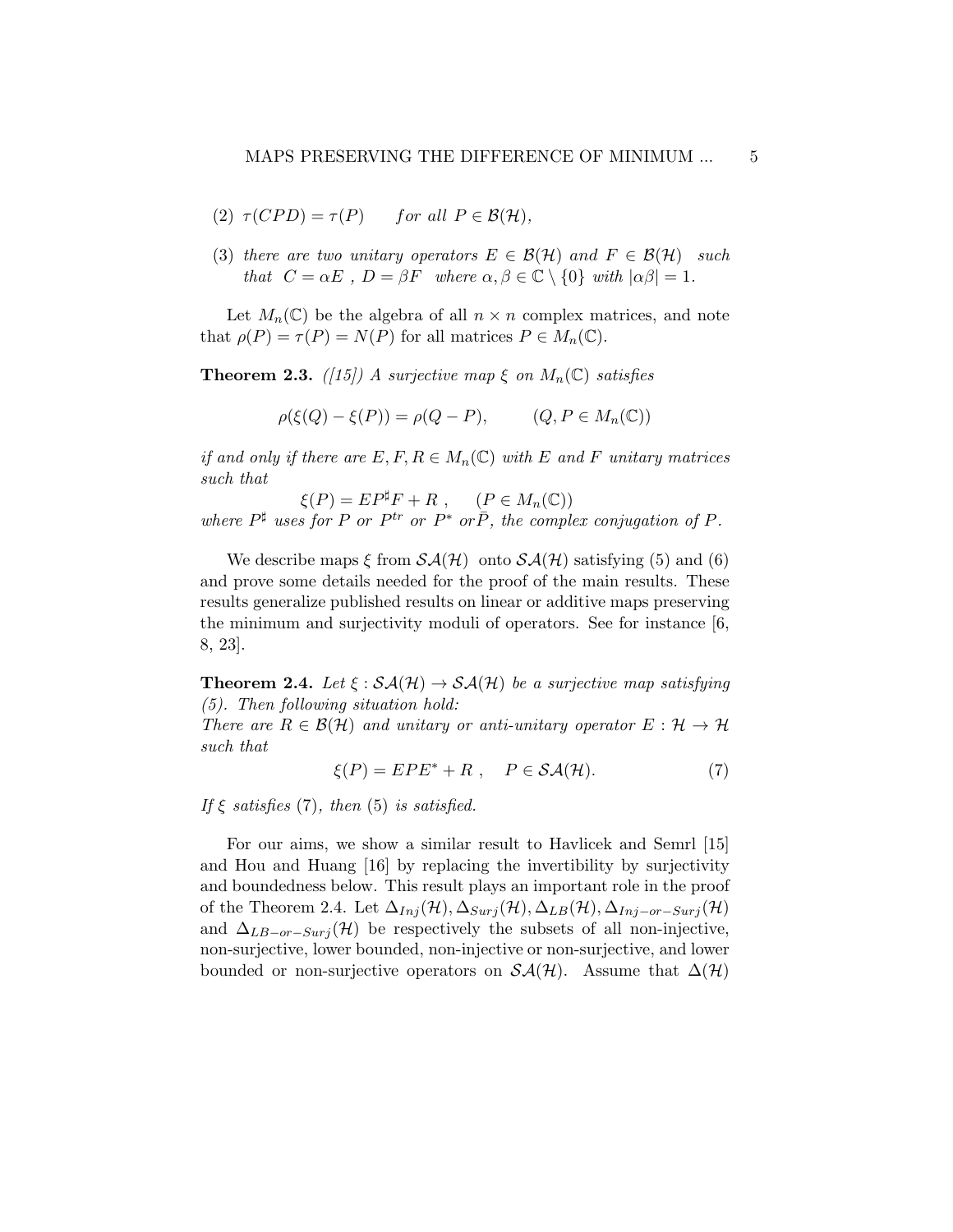(2) $\tau(CPD) = \tau(P)$ *for all* $P \in \mathcal{B}(\mathcal{H})$,

(3) *there are two unitary operators* $E \in \mathcal{B}(\mathcal{H})$ *and* $F \in \mathcal{B}(\mathcal{H})$ *such that* $C = \alpha E$ , $D = \beta F$ *where* $\alpha, \beta \in \mathbb{C} \setminus \{0\}$ *with* $|\alpha\beta| = 1$.

Let $M_n(\mathbb{C})$ be the algebra of all $n \times n$ complex matrices, and note that $\rho(P) = \tau(P) = N(P)$ for all matrices $P \in M_n(\mathbb{C})$.

**Theorem 2.3.** *([15]) A surjective map* $\xi$ *on* $M_n(\mathbb{C})$ *satisfies*

$$\rho(\xi(Q) - \xi(P)) = \rho(Q - P), \qquad (Q, P \in M_n(\mathbb{C}))$$

*if and only if there are* $E, F, R \in M_n(\mathbb{C})$ *with* $E$ *and* $F$ *unitary matrices such that*

$$\xi(P) = EP^{\sharp}F + R \ , \qquad (P \in M_n(\mathbb{C}))$$

*where* $P^{\sharp}$ *uses for* $P$ *or* $P^{tr}$ *or* $P^*$ *or* $\bar{P}$*, the complex conjugation of* $P$.

We describe maps $\xi$ from $\mathcal{SA}(\mathcal{H})$ onto $\mathcal{SA}(\mathcal{H})$ satisfying (5) and (6) and prove some details needed for the proof of the main results. These results generalize published results on linear or additive maps preserving the minimum and surjectivity moduli of operators. See for instance [6, 8, 23].

**Theorem 2.4.** *Let* $\xi : \mathcal{SA}(\mathcal{H}) \to \mathcal{SA}(\mathcal{H})$ *be a surjective map satisfying (5). Then following situation hold:*
*There are* $R \in \mathcal{B}(\mathcal{H})$ *and unitary or anti-unitary operator* $E : \mathcal{H} \to \mathcal{H}$ *such that*

$$\xi(P) = EPE^* + R \ , \quad P \in \mathcal{SA}(\mathcal{H}). \tag{7}$$

*If* $\xi$ *satisfies* (7)*, then* (5) *is satisfied.*

For our aims, we show a similar result to Havlicek and Semrl [15] and Hou and Huang [16] by replacing the invertibility by surjectivity and boundedness below. This result plays an important role in the proof of the Theorem 2.4. Let $\Delta_{Inj}(\mathcal{H}), \Delta_{Surj}(\mathcal{H}), \Delta_{LB}(\mathcal{H}), \Delta_{Inj-or-Surj}(\mathcal{H})$ and $\Delta_{LB-or-Surj}(\mathcal{H})$ be respectively the subsets of all non-injective, non-surjective, lower bounded, non-injective or non-surjective, and lower bounded or non-surjective operators on $\mathcal{SA}(\mathcal{H})$. Assume that $\Delta(\mathcal{H})$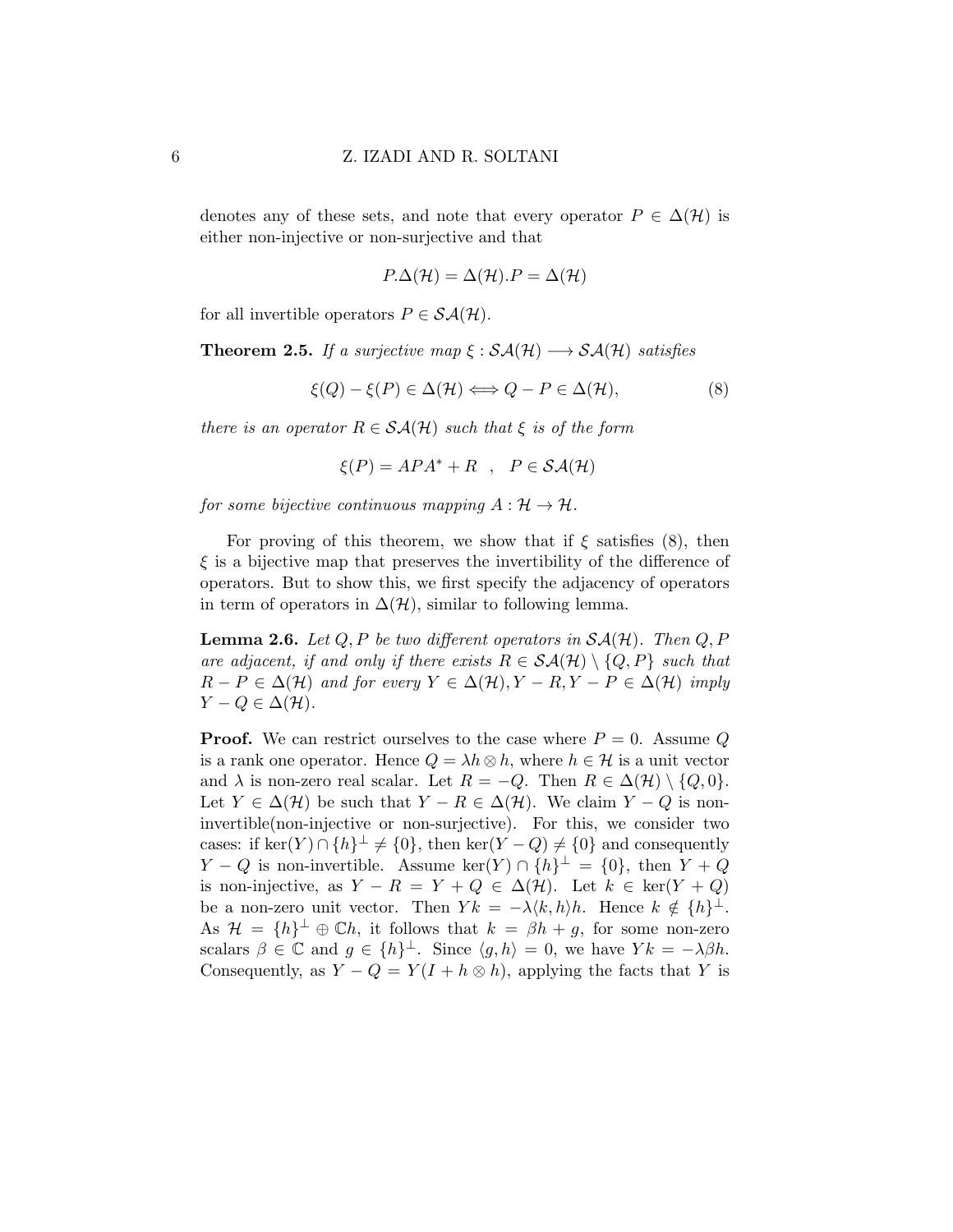denotes any of these sets, and note that every operator $P \in \Delta(\mathcal{H})$ is either non-injective or non-surjective and that

$$P.\Delta(\mathcal{H}) = \Delta(\mathcal{H}).P = \Delta(\mathcal{H})$$

for all invertible operators $P \in \mathcal{SA}(\mathcal{H})$.

**Theorem 2.5.** *If a surjective map $\xi : \mathcal{SA}(\mathcal{H}) \longrightarrow \mathcal{SA}(\mathcal{H})$ satisfies*

$$\xi(Q) - \xi(P) \in \Delta(\mathcal{H}) \Longleftrightarrow Q - P \in \Delta(\mathcal{H}), \tag{8}$$

*there is an operator $R \in \mathcal{SA}(\mathcal{H})$ such that $\xi$ is of the form*

$$\xi(P) = APA^* + R \quad , \quad P \in \mathcal{SA}(\mathcal{H})$$

*for some bijective continuous mapping $A : \mathcal{H} \to \mathcal{H}$.*

For proving of this theorem, we show that if $\xi$ satisfies (8), then $\xi$ is a bijective map that preserves the invertibility of the difference of operators. But to show this, we first specify the adjacency of operators in term of operators in $\Delta(\mathcal{H})$, similar to following lemma.

**Lemma 2.6.** *Let $Q, P$ be two different operators in $\mathcal{SA}(\mathcal{H})$. Then $Q, P$ are adjacent, if and only if there exists $R \in \mathcal{SA}(\mathcal{H}) \setminus \{Q, P\}$ such that $R - P \in \Delta(\mathcal{H})$ and for every $Y \in \Delta(\mathcal{H}), Y - R, Y - P \in \Delta(\mathcal{H})$ imply $Y - Q \in \Delta(\mathcal{H})$.*

**Proof.** We can restrict ourselves to the case where $P = 0$. Assume $Q$ is a rank one operator. Hence $Q = \lambda h \otimes h$, where $h \in \mathcal{H}$ is a unit vector and $\lambda$ is non-zero real scalar. Let $R = -Q$. Then $R \in \Delta(\mathcal{H}) \setminus \{Q, 0\}$. Let $Y \in \Delta(\mathcal{H})$ be such that $Y - R \in \Delta(\mathcal{H})$. We claim $Y - Q$ is non-invertible(non-injective or non-surjective). For this, we consider two cases: if $\ker(Y) \cap \{h\}^\perp \neq \{0\}$, then $\ker(Y - Q) \neq \{0\}$ and consequently $Y - Q$ is non-invertible. Assume $\ker(Y) \cap \{h\}^\perp = \{0\}$, then $Y + Q$ is non-injective, as $Y - R = Y + Q \in \Delta(\mathcal{H})$. Let $k \in \ker(Y + Q)$ be a non-zero unit vector. Then $Yk = -\lambda \langle k, h \rangle h$. Hence $k \notin \{h\}^\perp$. As $\mathcal{H} = \{h\}^\perp \oplus \mathbb{C}h$, it follows that $k = \beta h + g$, for some non-zero scalars $\beta \in \mathbb{C}$ and $g \in \{h\}^\perp$. Since $\langle g, h \rangle = 0$, we have $Yk = -\lambda\beta h$. Consequently, as $Y - Q = Y(I + h \otimes h)$, applying the facts that $Y$ is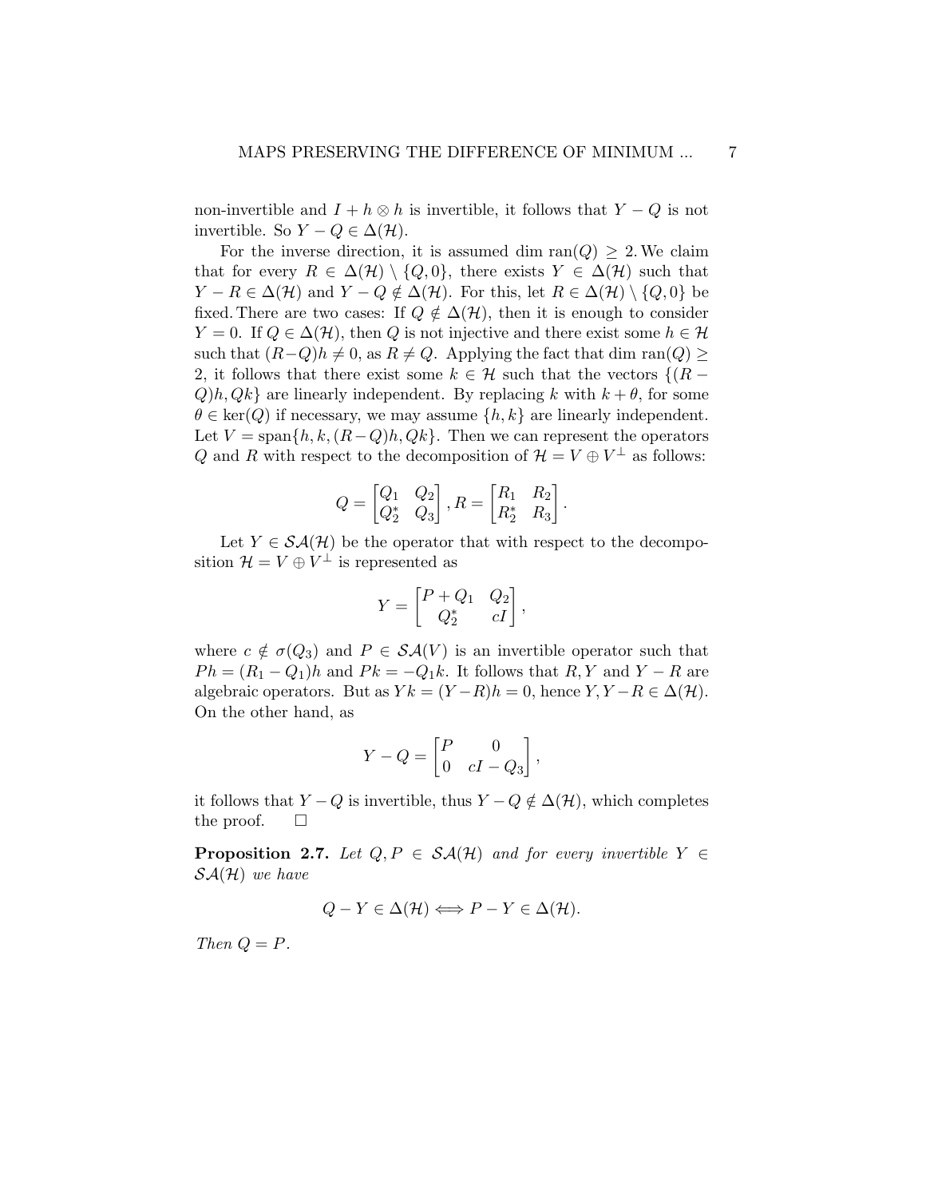non-invertible and $I + h \otimes h$ is invertible, it follows that $Y - Q$ is not invertible. So $Y - Q \in \Delta(\mathcal{H})$.

For the inverse direction, it is assumed $\dim \operatorname{ran}(Q) \geq 2$. We claim that for every $R \in \Delta(\mathcal{H}) \setminus \{Q, 0\}$, there exists $Y \in \Delta(\mathcal{H})$ such that $Y - R \in \Delta(\mathcal{H})$ and $Y - Q \notin \Delta(\mathcal{H})$. For this, let $R \in \Delta(\mathcal{H}) \setminus \{Q, 0\}$ be fixed. There are two cases: If $Q \notin \Delta(\mathcal{H})$, then it is enough to consider $Y = 0$. If $Q \in \Delta(\mathcal{H})$, then $Q$ is not injective and there exist some $h \in \mathcal{H}$ such that $(R - Q)h \neq 0$, as $R \neq Q$. Applying the fact that $\dim \operatorname{ran}(Q) \geq 2$, it follows that there exist some $k \in \mathcal{H}$ such that the vectors $\{(R - Q)h, Qk\}$ are linearly independent. By replacing $k$ with $k + \theta$, for some $\theta \in \ker(Q)$ if necessary, we may assume $\{h, k\}$ are linearly independent. Let $V = \operatorname{span}\{h, k, (R - Q)h, Qk\}$. Then we can represent the operators $Q$ and $R$ with respect to the decomposition of $\mathcal{H} = V \oplus V^{\perp}$ as follows:

$$Q = \begin{bmatrix} Q_1 & Q_2 \\ Q_2^* & Q_3 \end{bmatrix}, R = \begin{bmatrix} R_1 & R_2 \\ R_2^* & R_3 \end{bmatrix}.$$

Let $Y \in \mathcal{SA}(\mathcal{H})$ be the operator that with respect to the decomposition $\mathcal{H} = V \oplus V^{\perp}$ is represented as

$$Y = \begin{bmatrix} P + Q_1 & Q_2 \\ Q_2^* & cI \end{bmatrix},$$

where $c \notin \sigma(Q_3)$ and $P \in \mathcal{SA}(V)$ is an invertible operator such that $Ph = (R_1 - Q_1)h$ and $Pk = -Q_1 k$. It follows that $R, Y$ and $Y - R$ are algebraic operators. But as $Yk = (Y - R)h = 0$, hence $Y, Y - R \in \Delta(\mathcal{H})$. On the other hand, as

$$Y - Q = \begin{bmatrix} P & 0 \\ 0 & cI - Q_3 \end{bmatrix},$$

it follows that $Y - Q$ is invertible, thus $Y - Q \notin \Delta(\mathcal{H})$, which completes the proof. $\square$

**Proposition 2.7.** *Let $Q, P \in \mathcal{SA}(\mathcal{H})$ and for every invertible $Y \in \mathcal{SA}(\mathcal{H})$ we have*

$$Q - Y \in \Delta(\mathcal{H}) \Longleftrightarrow P - Y \in \Delta(\mathcal{H}).$$

*Then $Q = P$.*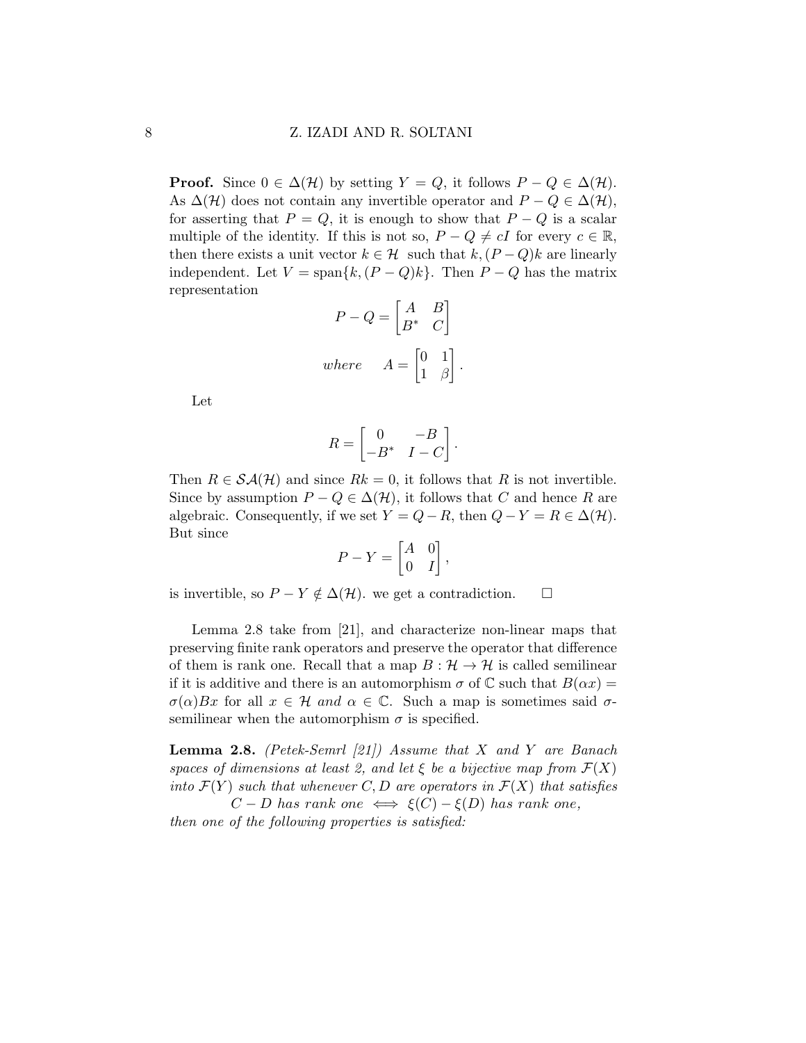**Proof.** Since $0 \in \Delta(\mathcal{H})$ by setting $Y = Q$, it follows $P - Q \in \Delta(\mathcal{H})$. As $\Delta(\mathcal{H})$ does not contain any invertible operator and $P - Q \in \Delta(\mathcal{H})$, for asserting that $P = Q$, it is enough to show that $P - Q$ is a scalar multiple of the identity. If this is not so, $P - Q \neq cI$ for every $c \in \mathbb{R}$, then there exists a unit vector $k \in \mathcal{H}$ such that $k, (P-Q)k$ are linearly independent. Let $V = \operatorname{span}\{k, (P-Q)k\}$. Then $P - Q$ has the matrix representation

$$P - Q = \begin{bmatrix} A & B \\ B^* & C \end{bmatrix}$$

$$where \quad A = \begin{bmatrix} 0 & 1 \\ 1 & \beta \end{bmatrix}.$$

Let

$$R = \begin{bmatrix} 0 & -B \\ -B^* & I - C \end{bmatrix}.$$

Then $R \in \mathcal{SA}(\mathcal{H})$ and since $Rk = 0$, it follows that $R$ is not invertible. Since by assumption $P - Q \in \Delta(\mathcal{H})$, it follows that $C$ and hence $R$ are algebraic. Consequently, if we set $Y = Q - R$, then $Q - Y = R \in \Delta(\mathcal{H})$. But since

$$P - Y = \begin{bmatrix} A & 0 \\ 0 & I \end{bmatrix},$$

is invertible, so $P - Y \notin \Delta(\mathcal{H})$. we get a contradiction. $\square$

Lemma 2.8 take from [21], and characterize non-linear maps that preserving finite rank operators and preserve the operator that difference of them is rank one. Recall that a map $B : \mathcal{H} \to \mathcal{H}$ is called semilinear if it is additive and there is an automorphism $\sigma$ of $\mathbb{C}$ such that $B(\alpha x) = \sigma(\alpha)Bx$ for all $x \in \mathcal{H}$ *and* $\alpha \in \mathbb{C}$. Such a map is sometimes said $\sigma$-semilinear when the automorphism $\sigma$ is specified.

**Lemma 2.8.** *(Petek-Semrl [21]) Assume that $X$ and $Y$ are Banach spaces of dimensions at least 2, and let $\xi$ be a bijective map from $\mathcal{F}(X)$ into $\mathcal{F}(Y)$ such that whenever $C, D$ are operators in $\mathcal{F}(X)$ that satisfies*

$$C - D \text{ has rank one } \iff \xi(C) - \xi(D) \text{ has rank one},$$

*then one of the following properties is satisfied:*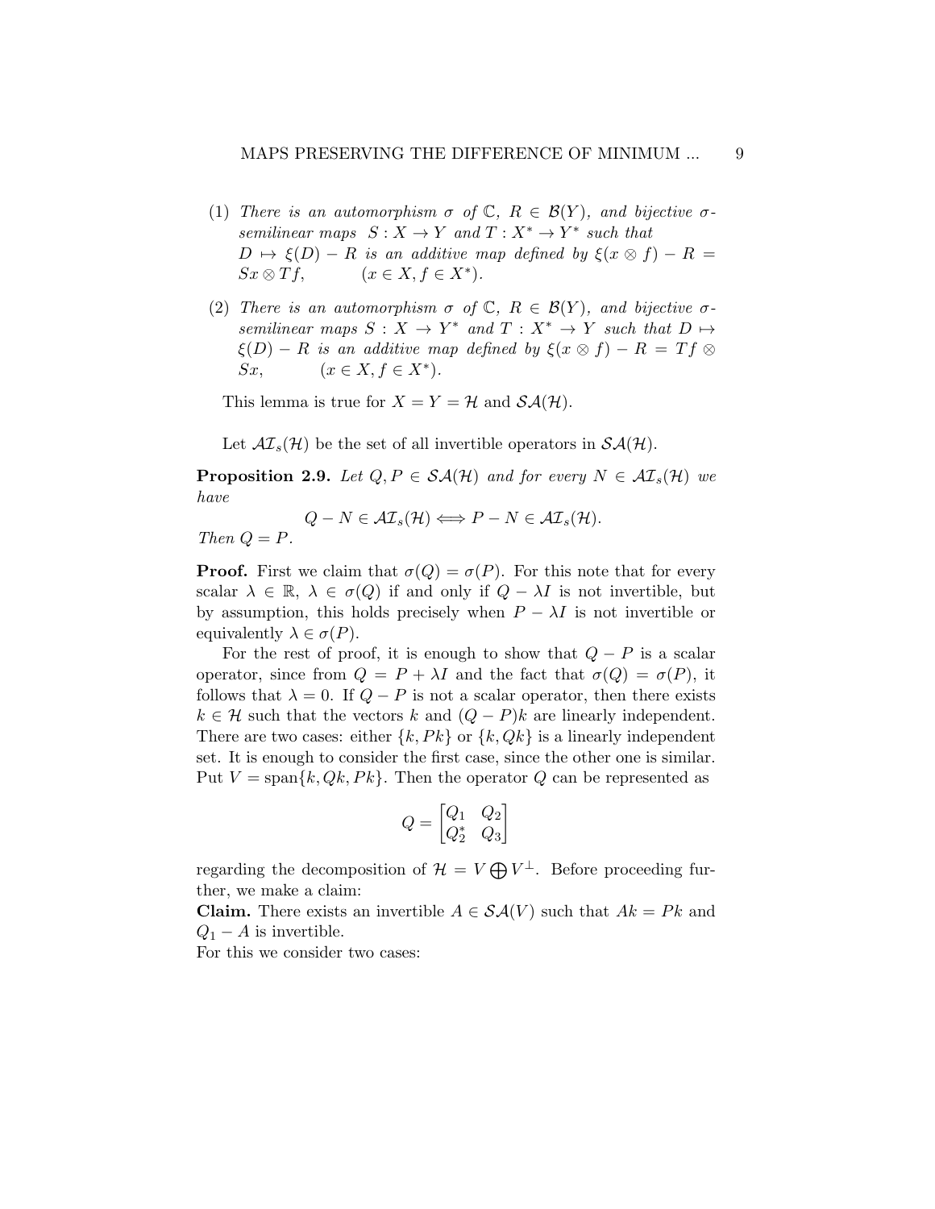(1) *There is an automorphism $\sigma$ of $\mathbb{C}$, $R \in \mathcal{B}(Y)$, and bijective $\sigma$-semilinear maps $S : X \to Y$ and $T : X^* \to Y^*$ such that $D \mapsto \xi(D) - R$ is an additive map defined by $\xi(x \otimes f) - R = Sx \otimes Tf$, $\quad (x \in X, f \in X^*)$.*

(2) *There is an automorphism $\sigma$ of $\mathbb{C}$, $R \in \mathcal{B}(Y)$, and bijective $\sigma$-semilinear maps $S : X \to Y^*$ and $T : X^* \to Y$ such that $D \mapsto \xi(D) - R$ is an additive map defined by $\xi(x \otimes f) - R = Tf \otimes Sx$, $\quad (x \in X, f \in X^*)$.*

This lemma is true for $X = Y = \mathcal{H}$ and $\mathcal{SA}(\mathcal{H})$.

Let $\mathcal{AI}_s(\mathcal{H})$ be the set of all invertible operators in $\mathcal{SA}(\mathcal{H})$.

**Proposition 2.9.** *Let $Q, P \in \mathcal{SA}(\mathcal{H})$ and for every $N \in \mathcal{AI}_s(\mathcal{H})$ we have*

$$Q - N \in \mathcal{AI}_s(\mathcal{H}) \Longleftrightarrow P - N \in \mathcal{AI}_s(\mathcal{H}).$$

*Then $Q = P$.*

**Proof.** First we claim that $\sigma(Q) = \sigma(P)$. For this note that for every scalar $\lambda \in \mathbb{R}$, $\lambda \in \sigma(Q)$ if and only if $Q - \lambda I$ is not invertible, but by assumption, this holds precisely when $P - \lambda I$ is not invertible or equivalently $\lambda \in \sigma(P)$.

For the rest of proof, it is enough to show that $Q - P$ is a scalar operator, since from $Q = P + \lambda I$ and the fact that $\sigma(Q) = \sigma(P)$, it follows that $\lambda = 0$. If $Q - P$ is not a scalar operator, then there exists $k \in \mathcal{H}$ such that the vectors $k$ and $(Q - P)k$ are linearly independent. There are two cases: either $\{k, Pk\}$ or $\{k, Qk\}$ is a linearly independent set. It is enough to consider the first case, since the other one is similar. Put $V = \text{span}\{k, Qk, Pk\}$. Then the operator $Q$ can be represented as

$$Q = \begin{bmatrix} Q_1 & Q_2 \\ Q_2^* & Q_3 \end{bmatrix}$$

regarding the decomposition of $\mathcal{H} = V \bigoplus V^{\perp}$. Before proceeding further, we make a claim:

**Claim.** There exists an invertible $A \in \mathcal{SA}(V)$ such that $Ak = Pk$ and $Q_1 - A$ is invertible.

For this we consider two cases: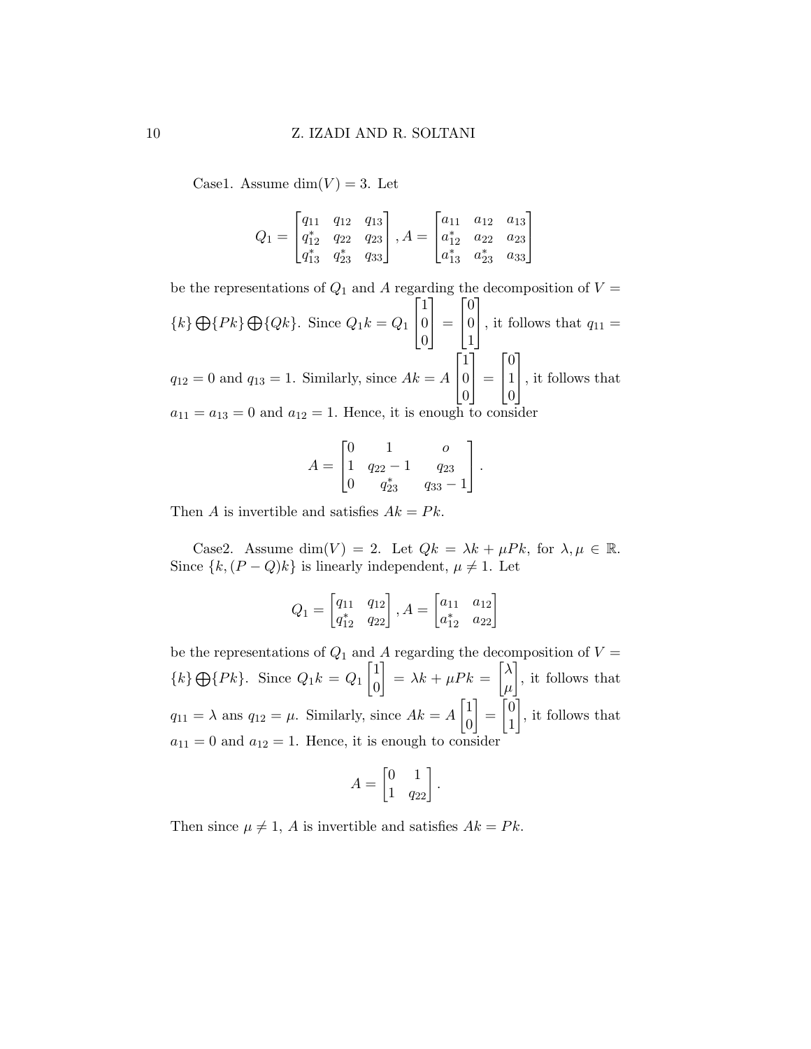Case1. Assume $\dim(V) = 3$. Let

$$Q_1 = \begin{bmatrix} q_{11} & q_{12} & q_{13} \\ q_{12}^* & q_{22} & q_{23} \\ q_{13}^* & q_{23}^* & q_{33} \end{bmatrix}, A = \begin{bmatrix} a_{11} & a_{12} & a_{13} \\ a_{12}^* & a_{22} & a_{23} \\ a_{13}^* & a_{23}^* & a_{33} \end{bmatrix}$$

be the representations of $Q_1$ and $A$ regarding the decomposition of $V = \{k\} \bigoplus \{Pk\} \bigoplus \{Qk\}$. Since $Q_1 k = Q_1 \begin{bmatrix} 1 \\ 0 \\ 0 \end{bmatrix} = \begin{bmatrix} 0 \\ 0 \\ 1 \end{bmatrix}$, it follows that $q_{11} = q_{12} = 0$ and $q_{13} = 1$. Similarly, since $Ak = A \begin{bmatrix} 1 \\ 0 \\ 0 \end{bmatrix} = \begin{bmatrix} 0 \\ 1 \\ 0 \end{bmatrix}$, it follows that $a_{11} = a_{13} = 0$ and $a_{12} = 1$. Hence, it is enough to consider

$$A = \begin{bmatrix} 0 & 1 & o \\ 1 & q_{22} - 1 & q_{23} \\ 0 & q_{23}^* & q_{33} - 1 \end{bmatrix}.$$

Then $A$ is invertible and satisfies $Ak = Pk$.

Case2. Assume $\dim(V) = 2$. Let $Qk = \lambda k + \mu Pk$, for $\lambda, \mu \in \mathbb{R}$. Since $\{k, (P - Q)k\}$ is linearly independent, $\mu \neq 1$. Let

$$Q_1 = \begin{bmatrix} q_{11} & q_{12} \\ q_{12}^* & q_{22} \end{bmatrix}, A = \begin{bmatrix} a_{11} & a_{12} \\ a_{12}^* & a_{22} \end{bmatrix}$$

be the representations of $Q_1$ and $A$ regarding the decomposition of $V = \{k\} \bigoplus \{Pk\}$. Since $Q_1 k = Q_1 \begin{bmatrix} 1 \\ 0 \end{bmatrix} = \lambda k + \mu Pk = \begin{bmatrix} \lambda \\ \mu \end{bmatrix}$, it follows that $q_{11} = \lambda$ ans $q_{12} = \mu$. Similarly, since $Ak = A \begin{bmatrix} 1 \\ 0 \end{bmatrix} = \begin{bmatrix} 0 \\ 1 \end{bmatrix}$, it follows that $a_{11} = 0$ and $a_{12} = 1$. Hence, it is enough to consider

$$A = \begin{bmatrix} 0 & 1 \\ 1 & q_{22} \end{bmatrix}.$$

Then since $\mu \neq 1$, $A$ is invertible and satisfies $Ak = Pk$.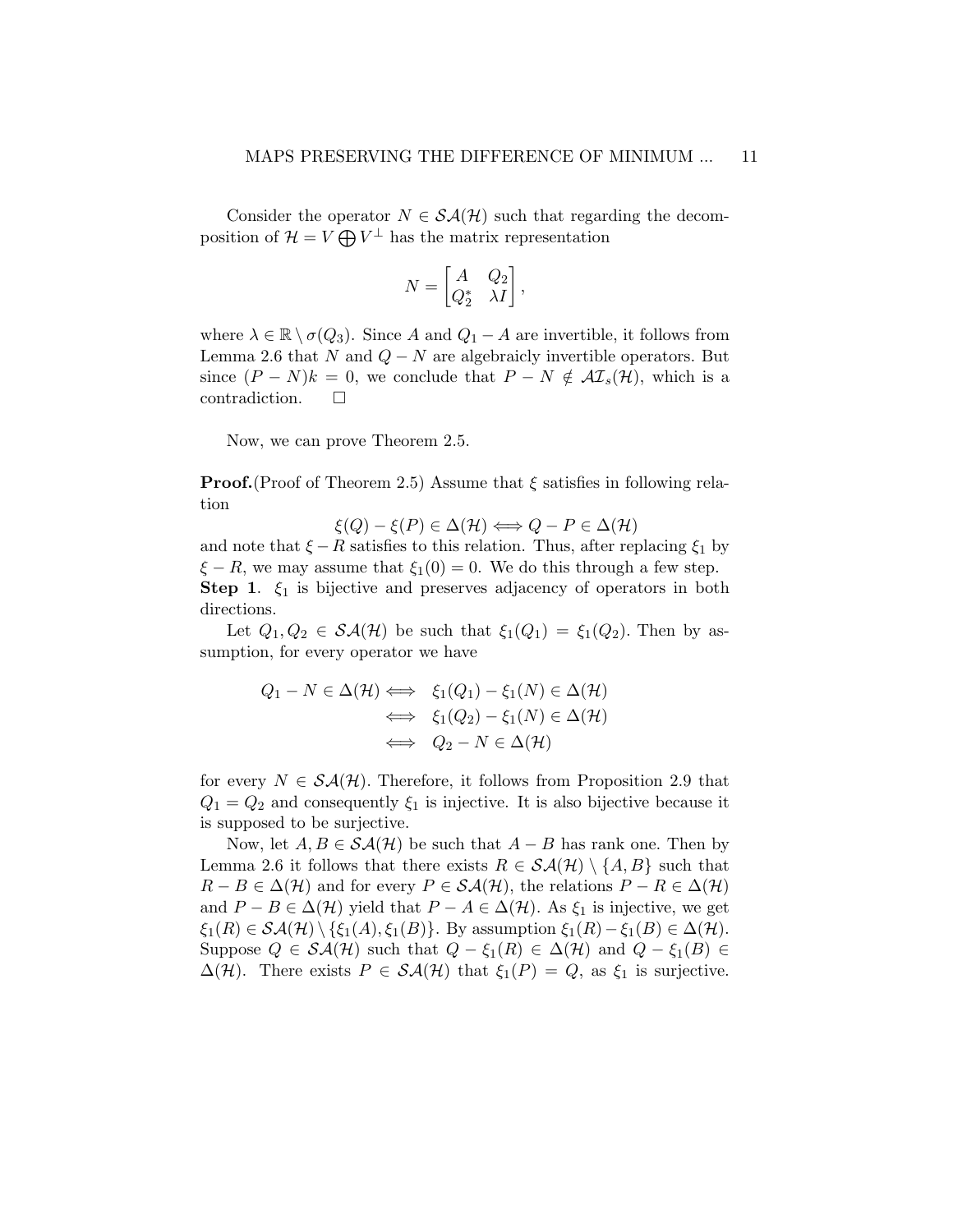Consider the operator $N \in \mathcal{SA}(\mathcal{H})$ such that regarding the decomposition of $\mathcal{H} = V \bigoplus V^{\perp}$ has the matrix representation

$$N = \begin{bmatrix} A & Q_2 \\ Q_2^* & \lambda I \end{bmatrix},$$

where $\lambda \in \mathbb{R} \setminus \sigma(Q_3)$. Since $A$ and $Q_1 - A$ are invertible, it follows from Lemma 2.6 that $N$ and $Q - N$ are algebraicly invertible operators. But since $(P - N)k = 0$, we conclude that $P - N \notin \mathcal{AI}_s(\mathcal{H})$, which is a contradiction. $\square$

Now, we can prove Theorem 2.5.

**Proof.**(Proof of Theorem 2.5) Assume that $\xi$ satisfies in following relation

$$\xi(Q) - \xi(P) \in \Delta(\mathcal{H}) \Longleftrightarrow Q - P \in \Delta(\mathcal{H})$$

and note that $\xi - R$ satisfies to this relation. Thus, after replacing $\xi_1$ by $\xi - R$, we may assume that $\xi_1(0) = 0$. We do this through a few step.

**Step 1**. $\xi_1$ is bijective and preserves adjacency of operators in both directions.

Let $Q_1, Q_2 \in \mathcal{SA}(\mathcal{H})$ be such that $\xi_1(Q_1) = \xi_1(Q_2)$. Then by assumption, for every operator we have

$$\begin{aligned} Q_1 - N \in \Delta(\mathcal{H}) \Longleftrightarrow \quad & \xi_1(Q_1) - \xi_1(N) \in \Delta(\mathcal{H}) \\ \Longleftrightarrow \quad & \xi_1(Q_2) - \xi_1(N) \in \Delta(\mathcal{H}) \\ \Longleftrightarrow \quad & Q_2 - N \in \Delta(\mathcal{H}) \end{aligned}$$

for every $N \in \mathcal{SA}(\mathcal{H})$. Therefore, it follows from Proposition 2.9 that $Q_1 = Q_2$ and consequently $\xi_1$ is injective. It is also bijective because it is supposed to be surjective.

Now, let $A, B \in \mathcal{SA}(\mathcal{H})$ be such that $A - B$ has rank one. Then by Lemma 2.6 it follows that there exists $R \in \mathcal{SA}(\mathcal{H}) \setminus \{A, B\}$ such that $R - B \in \Delta(\mathcal{H})$ and for every $P \in \mathcal{SA}(\mathcal{H})$, the relations $P - R \in \Delta(\mathcal{H})$ and $P - B \in \Delta(\mathcal{H})$ yield that $P - A \in \Delta(\mathcal{H})$. As $\xi_1$ is injective, we get $\xi_1(R) \in \mathcal{SA}(\mathcal{H}) \setminus \{\xi_1(A), \xi_1(B)\}$. By assumption $\xi_1(R) - \xi_1(B) \in \Delta(\mathcal{H})$. Suppose $Q \in \mathcal{SA}(\mathcal{H})$ such that $Q - \xi_1(R) \in \Delta(\mathcal{H})$ and $Q - \xi_1(B) \in \Delta(\mathcal{H})$. There exists $P \in \mathcal{SA}(\mathcal{H})$ that $\xi_1(P) = Q$, as $\xi_1$ is surjective.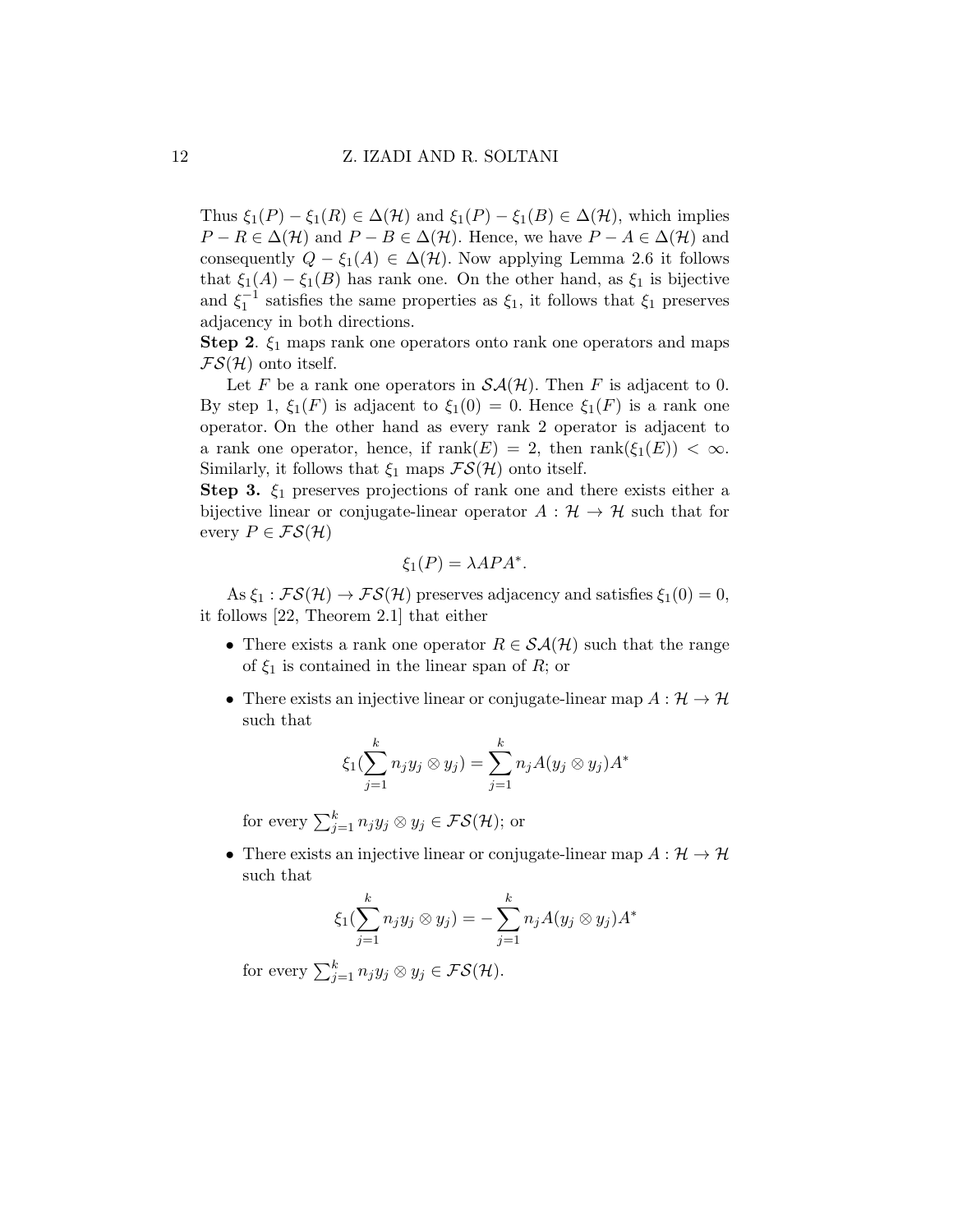Thus $\xi_1(P) - \xi_1(R) \in \Delta(\mathcal{H})$ and $\xi_1(P) - \xi_1(B) \in \Delta(\mathcal{H})$, which implies $P - R \in \Delta(\mathcal{H})$ and $P - B \in \Delta(\mathcal{H})$. Hence, we have $P - A \in \Delta(\mathcal{H})$ and consequently $Q - \xi_1(A) \in \Delta(\mathcal{H})$. Now applying Lemma 2.6 it follows that $\xi_1(A) - \xi_1(B)$ has rank one. On the other hand, as $\xi_1$ is bijective and $\xi_1^{-1}$ satisfies the same properties as $\xi_1$, it follows that $\xi_1$ preserves adjacency in both directions.

**Step 2**. $\xi_1$ maps rank one operators onto rank one operators and maps $\mathcal{FS}(\mathcal{H})$ onto itself.

Let $F$ be a rank one operators in $\mathcal{SA}(\mathcal{H})$. Then $F$ is adjacent to 0. By step 1, $\xi_1(F)$ is adjacent to $\xi_1(0) = 0$. Hence $\xi_1(F)$ is a rank one operator. On the other hand as every rank 2 operator is adjacent to a rank one operator, hence, if $\operatorname{rank}(E) = 2$, then $\operatorname{rank}(\xi_1(E)) < \infty$. Similarly, it follows that $\xi_1$ maps $\mathcal{FS}(\mathcal{H})$ onto itself.

**Step 3.** $\xi_1$ preserves projections of rank one and there exists either a bijective linear or conjugate-linear operator $A : \mathcal{H} \to \mathcal{H}$ such that for every $P \in \mathcal{FS}(\mathcal{H})$

$$\xi_1(P) = \lambda APA^*.$$

As $\xi_1 : \mathcal{FS}(\mathcal{H}) \to \mathcal{FS}(\mathcal{H})$ preserves adjacency and satisfies $\xi_1(0) = 0$, it follows [22, Theorem 2.1] that either

- There exists a rank one operator $R \in \mathcal{SA}(\mathcal{H})$ such that the range of $\xi_1$ is contained in the linear span of $R$; or
- There exists an injective linear or conjugate-linear map $A : \mathcal{H} \to \mathcal{H}$ such that

$$\xi_1(\sum_{j=1}^{k} n_j y_j \otimes y_j) = \sum_{j=1}^{k} n_j A(y_j \otimes y_j)A^*$$

for every $\sum_{j=1}^{k} n_j y_j \otimes y_j \in \mathcal{FS}(\mathcal{H})$; or

- There exists an injective linear or conjugate-linear map $A : \mathcal{H} \to \mathcal{H}$ such that

$$\xi_1(\sum_{j=1}^{k} n_j y_j \otimes y_j) = -\sum_{j=1}^{k} n_j A(y_j \otimes y_j)A^*$$

for every $\sum_{j=1}^{k} n_j y_j \otimes y_j \in \mathcal{FS}(\mathcal{H})$.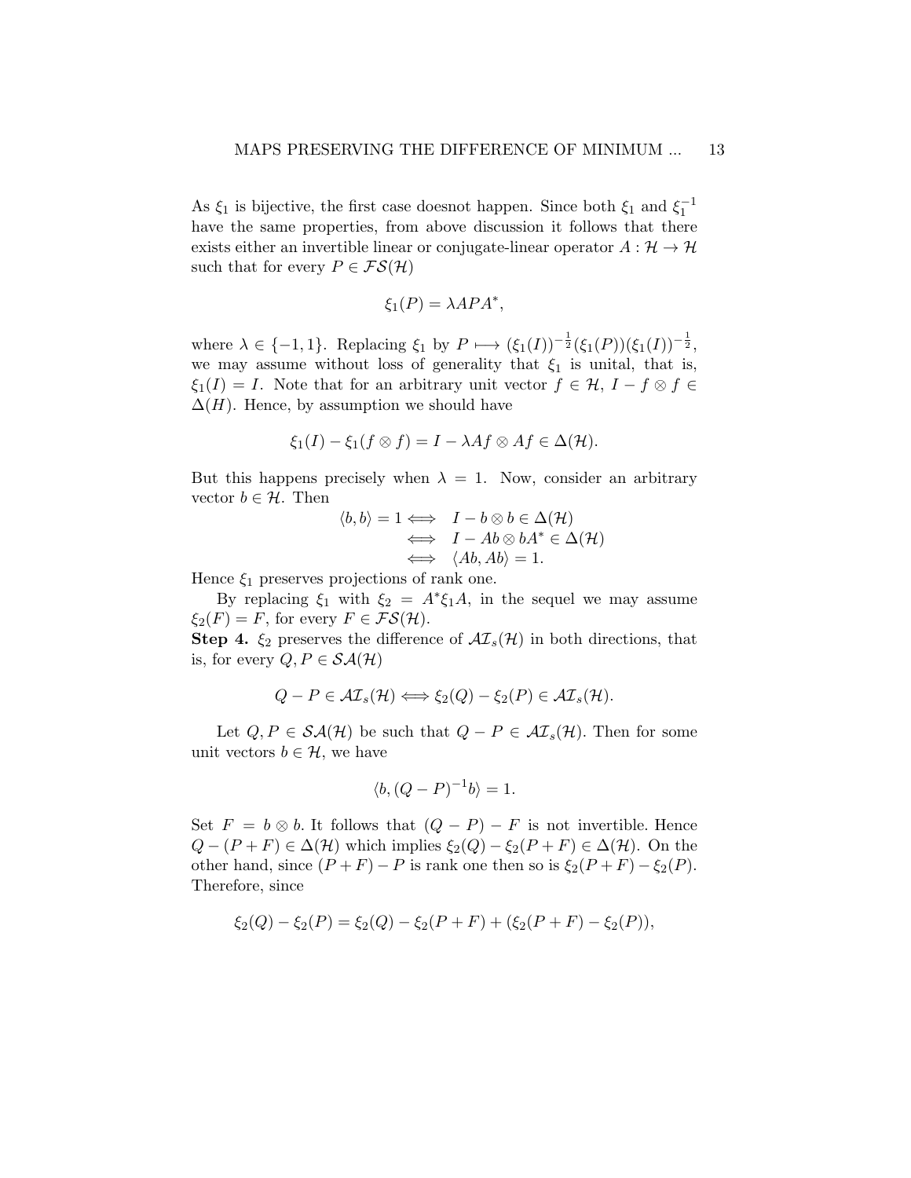As $\xi_1$ is bijective, the first case doesnot happen. Since both $\xi_1$ and $\xi_1^{-1}$ have the same properties, from above discussion it follows that there exists either an invertible linear or conjugate-linear operator $A : \mathcal{H} \to \mathcal{H}$ such that for every $P \in \mathcal{FS}(\mathcal{H})$

$$\xi_1(P) = \lambda A P A^*,$$

where $\lambda \in \{-1, 1\}$. Replacing $\xi_1$ by $P \longmapsto (\xi_1(I))^{-\frac{1}{2}}(\xi_1(P))(\xi_1(I))^{-\frac{1}{2}}$, we may assume without loss of generality that $\xi_1$ is unital, that is, $\xi_1(I) = I$. Note that for an arbitrary unit vector $f \in \mathcal{H}$, $I - f \otimes f \in \Delta(H)$. Hence, by assumption we should have

$$\xi_1(I) - \xi_1(f \otimes f) = I - \lambda A f \otimes A f \in \Delta(\mathcal{H}).$$

But this happens precisely when $\lambda = 1$. Now, consider an arbitrary vector $b \in \mathcal{H}$. Then

$$\begin{aligned} \langle b, b \rangle = 1 &\iff I - b \otimes b \in \Delta(\mathcal{H}) \\ &\iff I - Ab \otimes bA^* \in \Delta(\mathcal{H}) \\ &\iff \langle Ab, Ab \rangle = 1. \end{aligned}$$

Hence $\xi_1$ preserves projections of rank one.

By replacing $\xi_1$ with $\xi_2 = A^* \xi_1 A$, in the sequel we may assume $\xi_2(F) = F$, for every $F \in \mathcal{FS}(\mathcal{H})$.

**Step 4.** $\xi_2$ preserves the difference of $\mathcal{AI}_s(\mathcal{H})$ in both directions, that is, for every $Q, P \in \mathcal{SA}(\mathcal{H})$

$$Q - P \in \mathcal{AI}_s(\mathcal{H}) \Longleftrightarrow \xi_2(Q) - \xi_2(P) \in \mathcal{AI}_s(\mathcal{H}).$$

Let $Q, P \in \mathcal{SA}(\mathcal{H})$ be such that $Q - P \in \mathcal{AI}_s(\mathcal{H})$. Then for some unit vectors $b \in \mathcal{H}$, we have

$$\langle b, (Q - P)^{-1} b \rangle = 1.$$

Set $F = b \otimes b$. It follows that $(Q - P) - F$ is not invertible. Hence $Q - (P + F) \in \Delta(\mathcal{H})$ which implies $\xi_2(Q) - \xi_2(P + F) \in \Delta(\mathcal{H})$. On the other hand, since $(P + F) - P$ is rank one then so is $\xi_2(P + F) - \xi_2(P)$. Therefore, since

$$\xi_2(Q) - \xi_2(P) = \xi_2(Q) - \xi_2(P + F) + (\xi_2(P + F) - \xi_2(P)),$$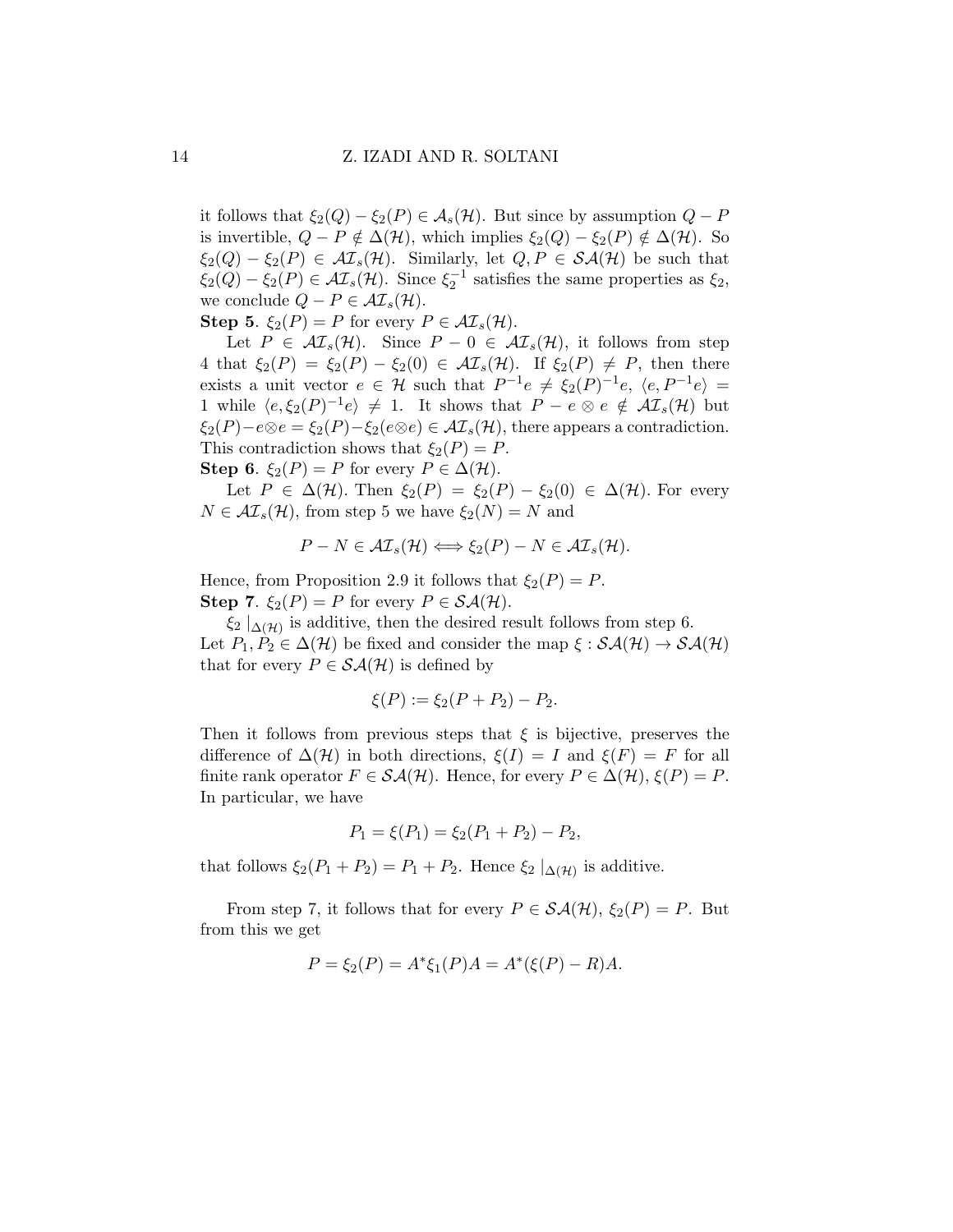it follows that $\xi_2(Q) - \xi_2(P) \in \mathcal{A}_s(\mathcal{H})$. But since by assumption $Q - P$ is invertible, $Q - P \notin \Delta(\mathcal{H})$, which implies $\xi_2(Q) - \xi_2(P) \notin \Delta(\mathcal{H})$. So $\xi_2(Q) - \xi_2(P) \in \mathcal{AI}_s(\mathcal{H})$. Similarly, let $Q, P \in \mathcal{SA}(\mathcal{H})$ be such that $\xi_2(Q) - \xi_2(P) \in \mathcal{AI}_s(\mathcal{H})$. Since $\xi_2^{-1}$ satisfies the same properties as $\xi_2$, we conclude $Q - P \in \mathcal{AI}_s(\mathcal{H})$.

**Step 5**. $\xi_2(P) = P$ for every $P \in \mathcal{AI}_s(\mathcal{H})$.

Let $P \in \mathcal{AI}_s(\mathcal{H})$. Since $P - 0 \in \mathcal{AI}_s(\mathcal{H})$, it follows from step 4 that $\xi_2(P) = \xi_2(P) - \xi_2(0) \in \mathcal{AI}_s(\mathcal{H})$. If $\xi_2(P) \neq P$, then there exists a unit vector $e \in \mathcal{H}$ such that $P^{-1}e \neq \xi_2(P)^{-1}e$, $\langle e, P^{-1}e\rangle = 1$ while $\langle e, \xi_2(P)^{-1}e\rangle \neq 1$. It shows that $P - e \otimes e \notin \mathcal{AI}_s(\mathcal{H})$ but $\xi_2(P) - e\otimes e = \xi_2(P) - \xi_2(e\otimes e) \in \mathcal{AI}_s(\mathcal{H})$, there appears a contradiction. This contradiction shows that $\xi_2(P) = P$.

**Step 6**. $\xi_2(P) = P$ for every $P \in \Delta(\mathcal{H})$.

Let $P \in \Delta(\mathcal{H})$. Then $\xi_2(P) = \xi_2(P) - \xi_2(0) \in \Delta(\mathcal{H})$. For every $N \in \mathcal{AI}_s(\mathcal{H})$, from step 5 we have $\xi_2(N) = N$ and

$$P - N \in \mathcal{AI}_s(\mathcal{H}) \Longleftrightarrow \xi_2(P) - N \in \mathcal{AI}_s(\mathcal{H}).$$

Hence, from Proposition 2.9 it follows that $\xi_2(P) = P$.

**Step 7**. $\xi_2(P) = P$ for every $P \in \mathcal{SA}(\mathcal{H})$.

$\xi_2 \mid_{\Delta(\mathcal{H})}$ is additive, then the desired result follows from step 6. Let $P_1, P_2 \in \Delta(\mathcal{H})$ be fixed and consider the map $\xi : \mathcal{SA}(\mathcal{H}) \to \mathcal{SA}(\mathcal{H})$ that for every $P \in \mathcal{SA}(\mathcal{H})$ is defined by

$$\xi(P) := \xi_2(P + P_2) - P_2.$$

Then it follows from previous steps that $\xi$ is bijective, preserves the difference of $\Delta(\mathcal{H})$ in both directions, $\xi(I) = I$ and $\xi(F) = F$ for all finite rank operator $F \in \mathcal{SA}(\mathcal{H})$. Hence, for every $P \in \Delta(\mathcal{H})$, $\xi(P) = P$. In particular, we have

$$P_1 = \xi(P_1) = \xi_2(P_1 + P_2) - P_2,$$

that follows $\xi_2(P_1 + P_2) = P_1 + P_2$. Hence $\xi_2 \mid_{\Delta(\mathcal{H})}$ is additive.

From step 7, it follows that for every $P \in \mathcal{SA}(\mathcal{H})$, $\xi_2(P) = P$. But from this we get

$$P = \xi_2(P) = A^*\xi_1(P)A = A^*(\xi(P) - R)A.$$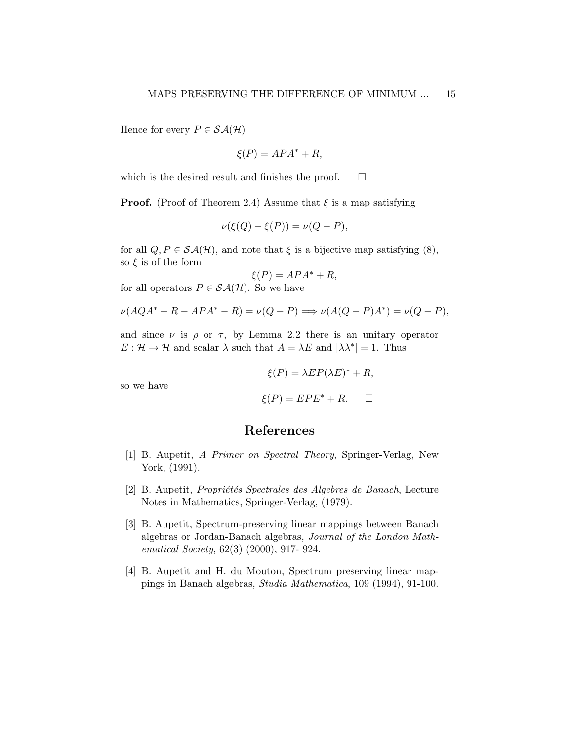Hence for every $P \in \mathcal{SA}(\mathcal{H})$

$$\xi(P) = APA^* + R,$$

which is the desired result and finishes the proof. $\square$

**Proof.** (Proof of Theorem 2.4) Assume that $\xi$ is a map satisfying

$$\nu(\xi(Q) - \xi(P)) = \nu(Q - P),$$

for all $Q, P \in \mathcal{SA}(\mathcal{H})$, and note that $\xi$ is a bijective map satisfying (8), so $\xi$ is of the form

$$\xi(P) = APA^* + R,$$

for all operators $P \in \mathcal{SA}(\mathcal{H})$. So we have

$$\nu(AQA^* + R - APA^* - R) = \nu(Q - P) \Longrightarrow \nu(A(Q - P)A^*) = \nu(Q - P),$$

and since $\nu$ is $\rho$ or $\tau$, by Lemma 2.2 there is an unitary operator $E : \mathcal{H} \to \mathcal{H}$ and scalar $\lambda$ such that $A = \lambda E$ and $|\lambda\lambda^*| = 1$. Thus

$$\xi(P) = \lambda EP(\lambda E)^* + R,$$

so we have

$$\xi(P) = EPE^* + R. \quad \square$$

## References

[1] B. Aupetit, *A Primer on Spectral Theory*, Springer-Verlag, New York, (1991).

[2] B. Aupetit, *Propriétés Spectrales des Algebres de Banach*, Lecture Notes in Mathematics, Springer-Verlag, (1979).

[3] B. Aupetit, Spectrum-preserving linear mappings between Banach algebras or Jordan-Banach algebras, *Journal of the London Mathematical Society*, 62(3) (2000), 917- 924.

[4] B. Aupetit and H. du Mouton, Spectrum preserving linear mappings in Banach algebras, *Studia Mathematica*, 109 (1994), 91-100.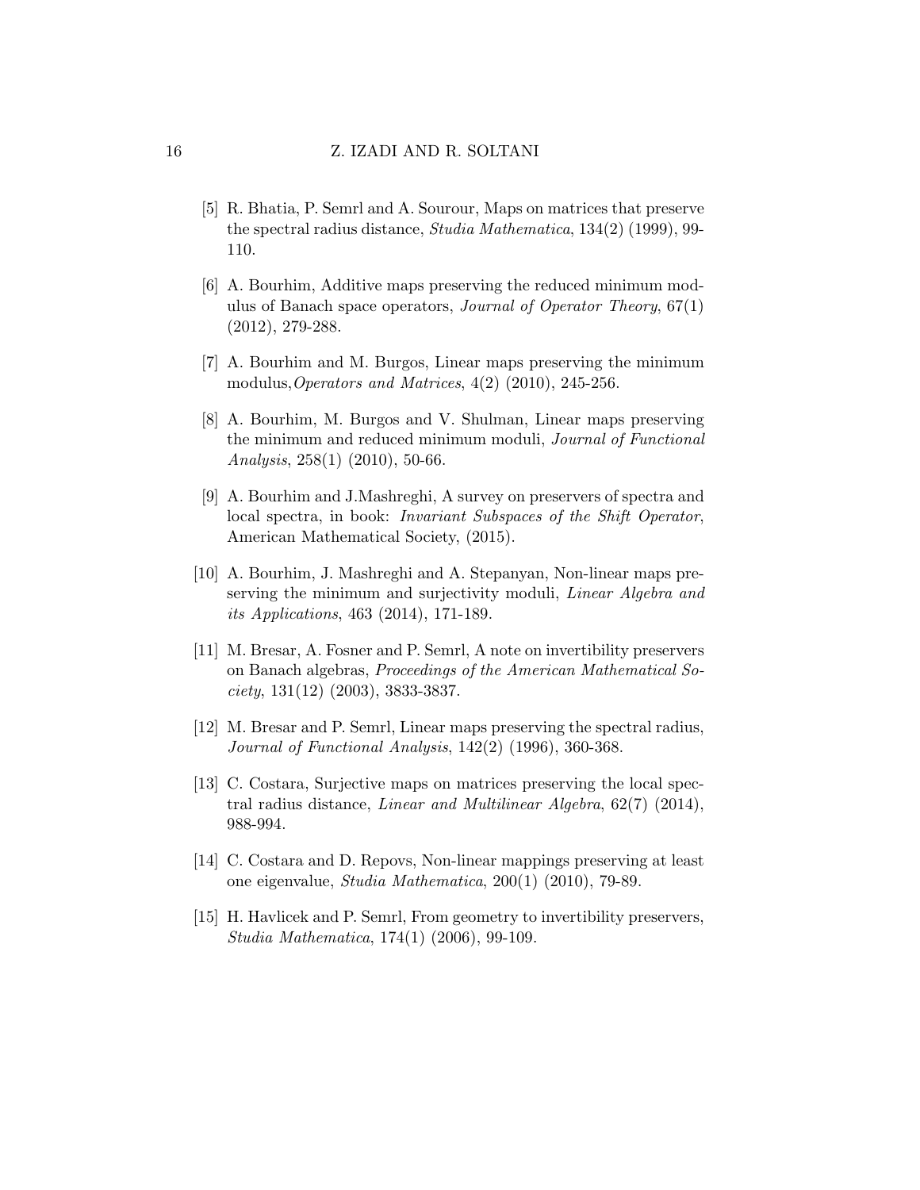[5] R. Bhatia, P. Semrl and A. Sourour, Maps on matrices that preserve the spectral radius distance, *Studia Mathematica*, 134(2) (1999), 99-110.

[6] A. Bourhim, Additive maps preserving the reduced minimum modulus of Banach space operators, *Journal of Operator Theory*, 67(1) (2012), 279-288.

[7] A. Bourhim and M. Burgos, Linear maps preserving the minimum modulus,*Operators and Matrices*, 4(2) (2010), 245-256.

[8] A. Bourhim, M. Burgos and V. Shulman, Linear maps preserving the minimum and reduced minimum moduli, *Journal of Functional Analysis*, 258(1) (2010), 50-66.

[9] A. Bourhim and J.Mashreghi, A survey on preservers of spectra and local spectra, in book: *Invariant Subspaces of the Shift Operator*, American Mathematical Society, (2015).

[10] A. Bourhim, J. Mashreghi and A. Stepanyan, Non-linear maps preserving the minimum and surjectivity moduli, *Linear Algebra and its Applications*, 463 (2014), 171-189.

[11] M. Bresar, A. Fosner and P. Semrl, A note on invertibility preservers on Banach algebras, *Proceedings of the American Mathematical Society*, 131(12) (2003), 3833-3837.

[12] M. Bresar and P. Semrl, Linear maps preserving the spectral radius, *Journal of Functional Analysis*, 142(2) (1996), 360-368.

[13] C. Costara, Surjective maps on matrices preserving the local spectral radius distance, *Linear and Multilinear Algebra*, 62(7) (2014), 988-994.

[14] C. Costara and D. Repovs, Non-linear mappings preserving at least one eigenvalue, *Studia Mathematica*, 200(1) (2010), 79-89.

[15] H. Havlicek and P. Semrl, From geometry to invertibility preservers, *Studia Mathematica*, 174(1) (2006), 99-109.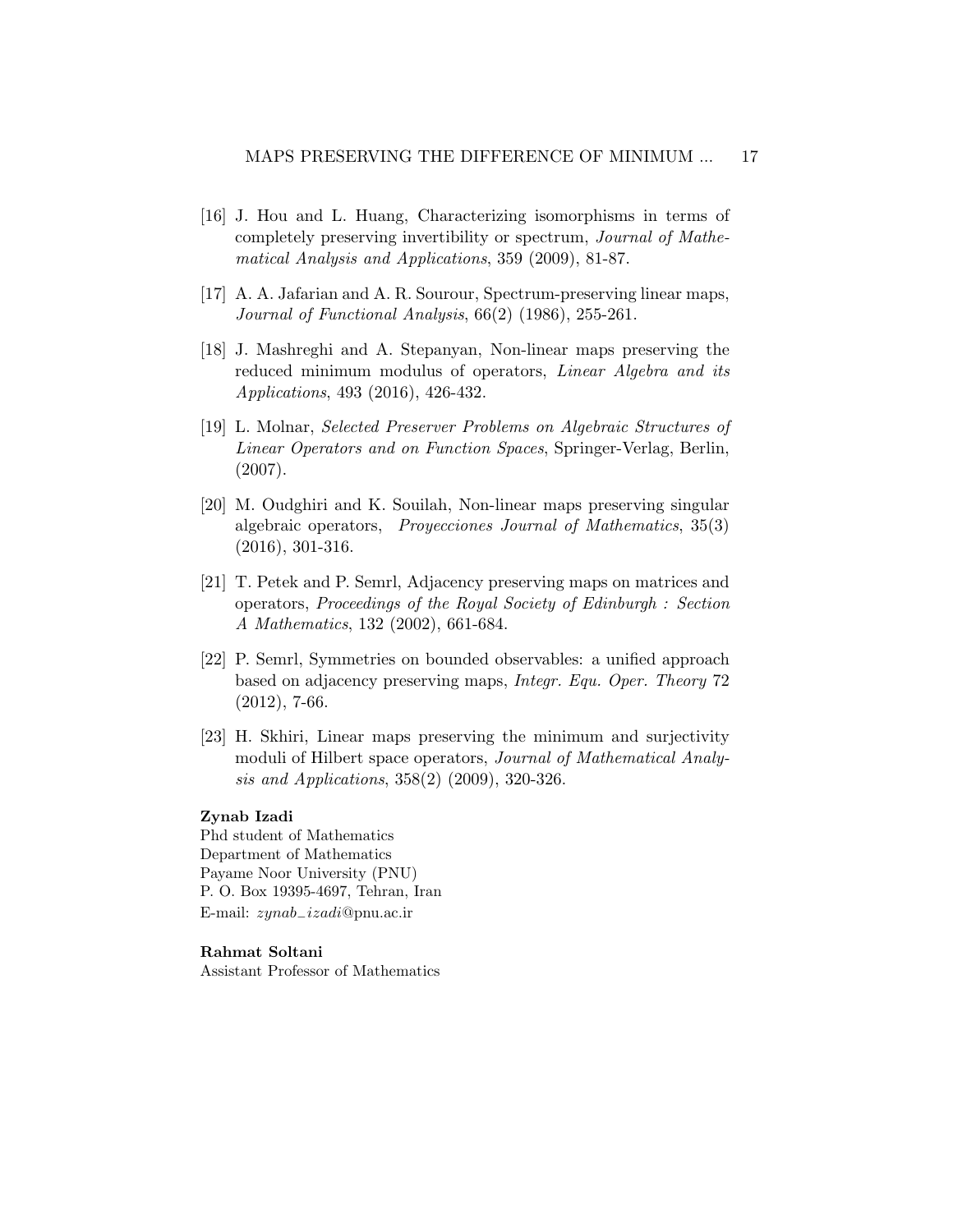[16] J. Hou and L. Huang, Characterizing isomorphisms in terms of completely preserving invertibility or spectrum, *Journal of Mathematical Analysis and Applications*, 359 (2009), 81-87.

[17] A. A. Jafarian and A. R. Sourour, Spectrum-preserving linear maps, *Journal of Functional Analysis*, 66(2) (1986), 255-261.

[18] J. Mashreghi and A. Stepanyan, Non-linear maps preserving the reduced minimum modulus of operators, *Linear Algebra and its Applications*, 493 (2016), 426-432.

[19] L. Molnar, *Selected Preserver Problems on Algebraic Structures of Linear Operators and on Function Spaces*, Springer-Verlag, Berlin, (2007).

[20] M. Oudghiri and K. Souilah, Non-linear maps preserving singular algebraic operators, *Proyecciones Journal of Mathematics*, 35(3) (2016), 301-316.

[21] T. Petek and P. Semrl, Adjacency preserving maps on matrices and operators, *Proceedings of the Royal Society of Edinburgh : Section A Mathematics*, 132 (2002), 661-684.

[22] P. Semrl, Symmetries on bounded observables: a unified approach based on adjacency preserving maps, *Integr. Equ. Oper. Theory* 72 (2012), 7-66.

[23] H. Skhiri, Linear maps preserving the minimum and surjectivity moduli of Hilbert space operators, *Journal of Mathematical Analysis and Applications*, 358(2) (2009), 320-326.

**Zynab Izadi**
Phd student of Mathematics
Department of Mathematics
Payame Noor University (PNU)
P. O. Box 19395-4697, Tehran, Iran
E-mail: *zynab_izadi*@pnu.ac.ir

**Rahmat Soltani**
Assistant Professor of Mathematics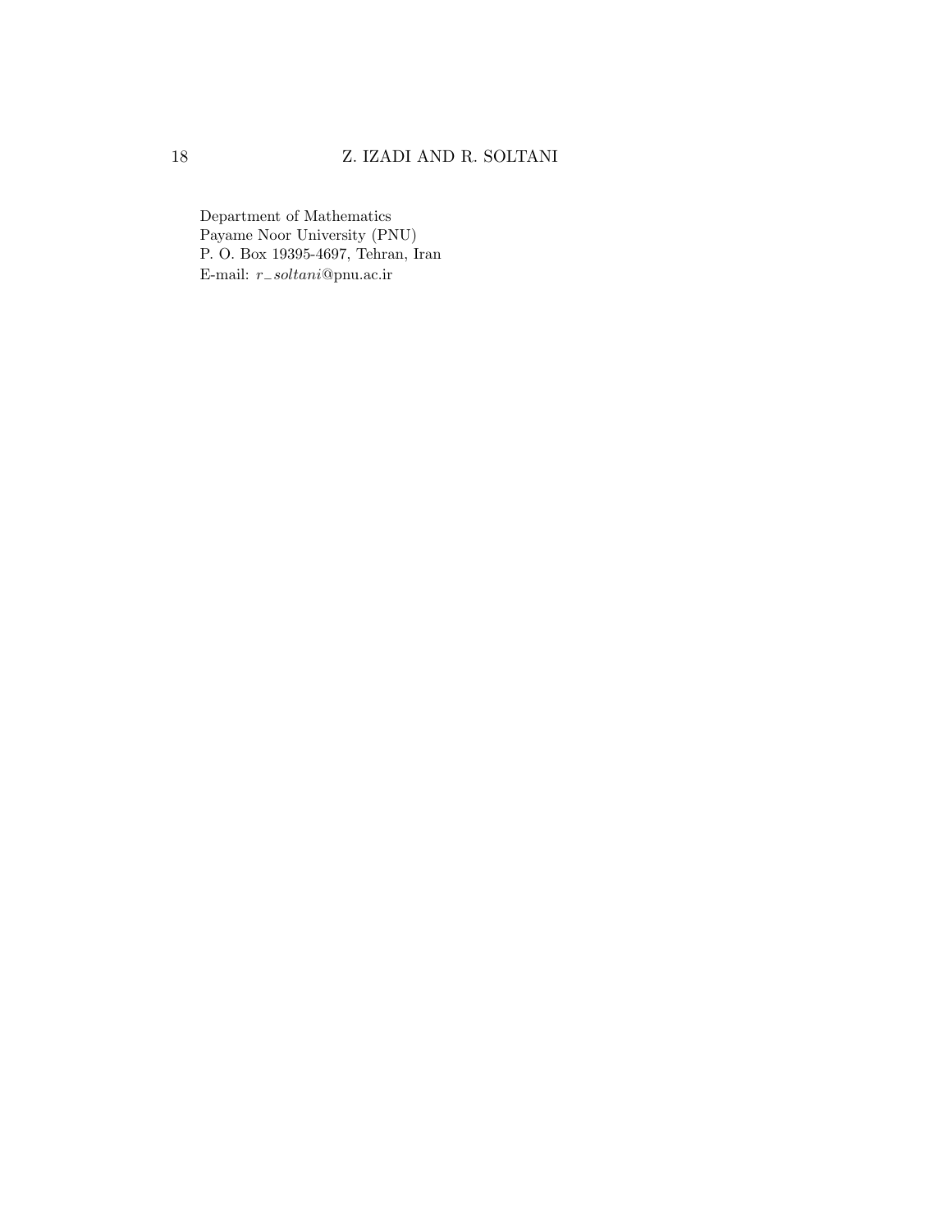Department of Mathematics
Payame Noor University (PNU)
P. O. Box 19395-4697, Tehran, Iran
E-mail: $r\_soltani$@pnu.ac.ir